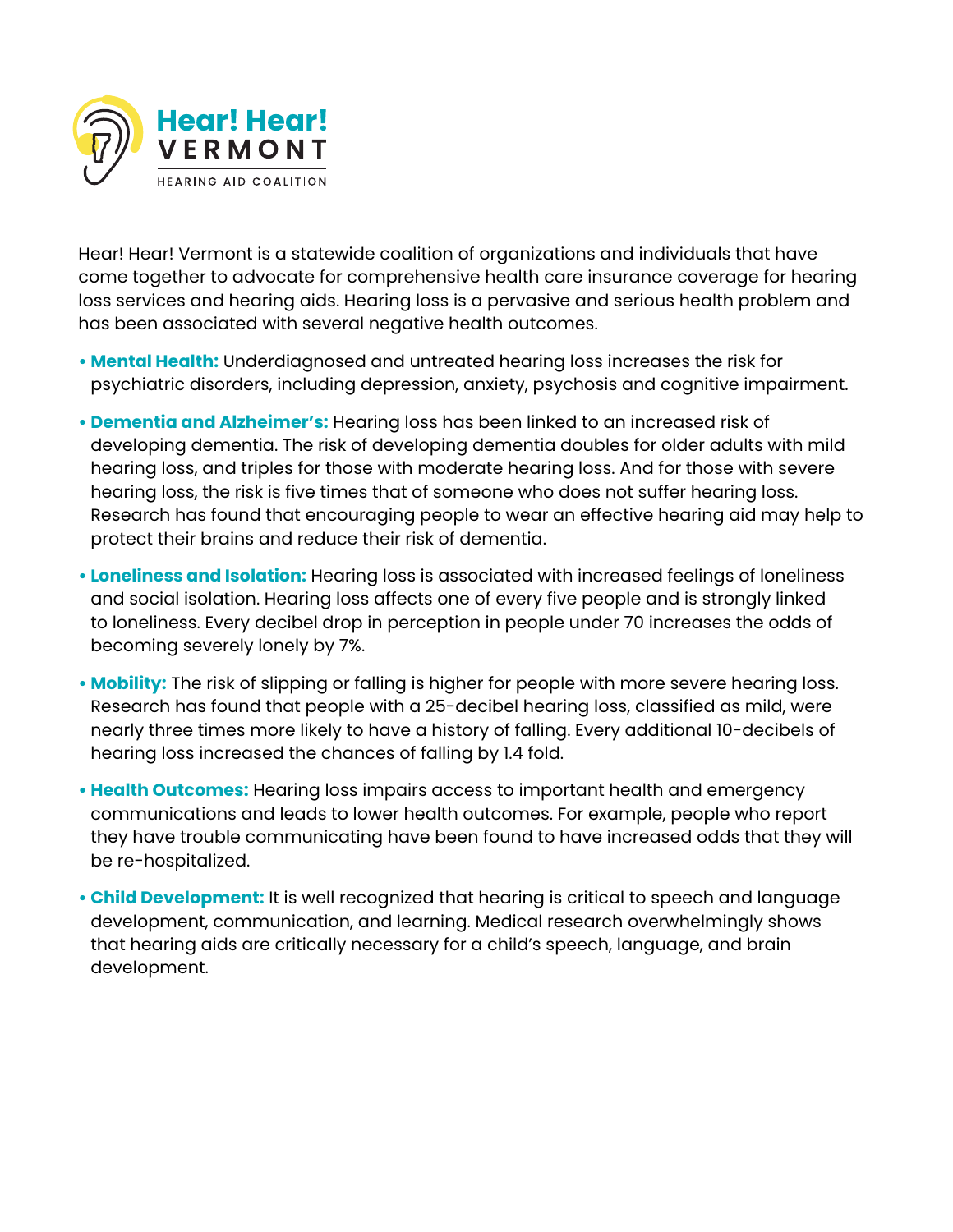# Hear! Hear! VERMONT

HEARING AID COALITION

Hear! Hear! Vermont is a statewide coalition of organizations and individuals that have come together to advocate for comprehensive health care insurance coverage for hearing loss services and hearing aids. Hearing loss is a pervasive and serious health problem and has been associated with several negative health outcomes.

- **Mental Health:** Underdiagnosed and untreated hearing loss increases the risk for psychiatric disorders, including depression, anxiety, psychosis and cognitive impairment.
- **Dementia and Alzheimer's:** Hearing loss has been linked to an increased risk of developing dementia. The risk of developing dementia doubles for older adults with mild hearing loss, and triples for those with moderate hearing loss. And for those with severe hearing loss, the risk is five times that of someone who does not suffer hearing loss. Research has found that encouraging people to wear an effective hearing aid may help to protect their brains and reduce their risk of dementia.
- **Loneliness and Isolation:** Hearing loss is associated with increased feelings of loneliness and social isolation. Hearing loss affects one of every five people and is strongly linked to loneliness. Every decibel drop in perception in people under 70 increases the odds of becoming severely lonely by 7%.
- **Mobility:** The risk of slipping or falling is higher for people with more severe hearing loss. Research has found that people with a 25-decibel hearing loss, classified as mild, were nearly three times more likely to have a history of falling. Every additional 10-decibels of hearing loss increased the chances of falling by 1.4 fold.
- **Health Outcomes:** Hearing loss impairs access to important health and emergency communications and leads to lower health outcomes. For example, people who report they have trouble communicating have been found to have increased odds that they will be re-hospitalized.
- **Child Development:** It is well recognized that hearing is critical to speech and language development, communication, and learning. Medical research overwhelmingly shows that hearing aids are critically necessary for a child's speech, language, and brain development.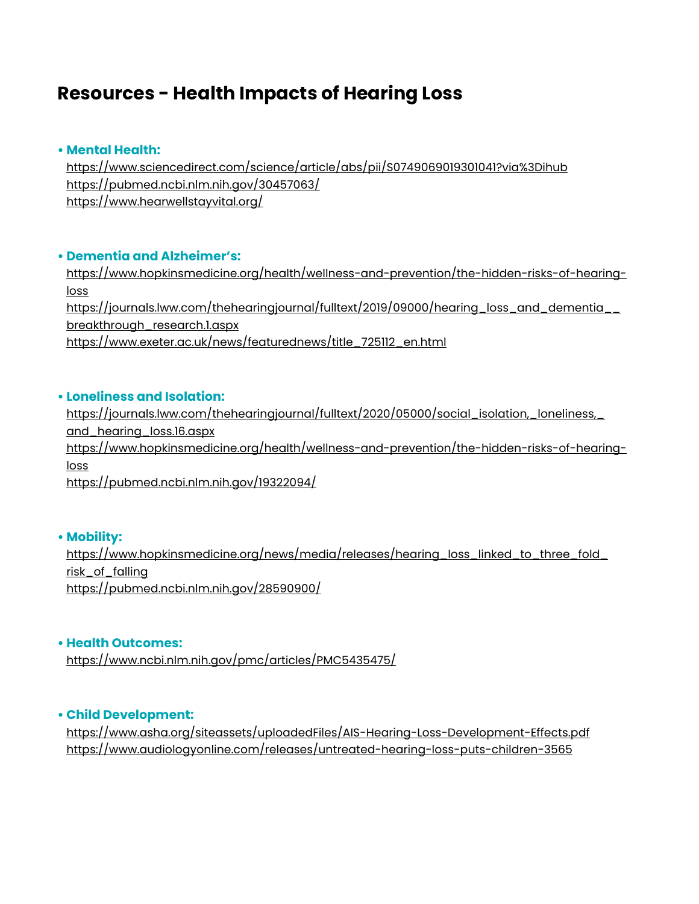# Resources - Health Impacts of Hearing Loss

- **Mental Health:**
  https://www.sciencedirect.com/science/article/abs/pii/S0749069019301041?via%3Dihub
  https://pubmed.ncbi.nlm.nih.gov/30457063/
  https://www.hearwellstayvital.org/

- **Dementia and Alzheimer's:**
  https://www.hopkinsmedicine.org/health/wellness-and-prevention/the-hidden-risks-of-hearing-loss
  https://journals.lww.com/thehearingjournal/fulltext/2019/09000/hearing_loss_and_dementia__breakthrough_research.1.aspx
  https://www.exeter.ac.uk/news/featurednews/title_725112_en.html

- **Loneliness and Isolation:**
  https://journals.lww.com/thehearingjournal/fulltext/2020/05000/social_isolation,_loneliness,_and_hearing_loss.16.aspx
  https://www.hopkinsmedicine.org/health/wellness-and-prevention/the-hidden-risks-of-hearing-loss
  https://pubmed.ncbi.nlm.nih.gov/19322094/

- **Mobility:**
  https://www.hopkinsmedicine.org/news/media/releases/hearing_loss_linked_to_three_fold_risk_of_falling
  https://pubmed.ncbi.nlm.nih.gov/28590900/

- **Health Outcomes:**
  https://www.ncbi.nlm.nih.gov/pmc/articles/PMC5435475/

- **Child Development:**
  https://www.asha.org/siteassets/uploadedFiles/AIS-Hearing-Loss-Development-Effects.pdf
  https://www.audiologyonline.com/releases/untreated-hearing-loss-puts-children-3565